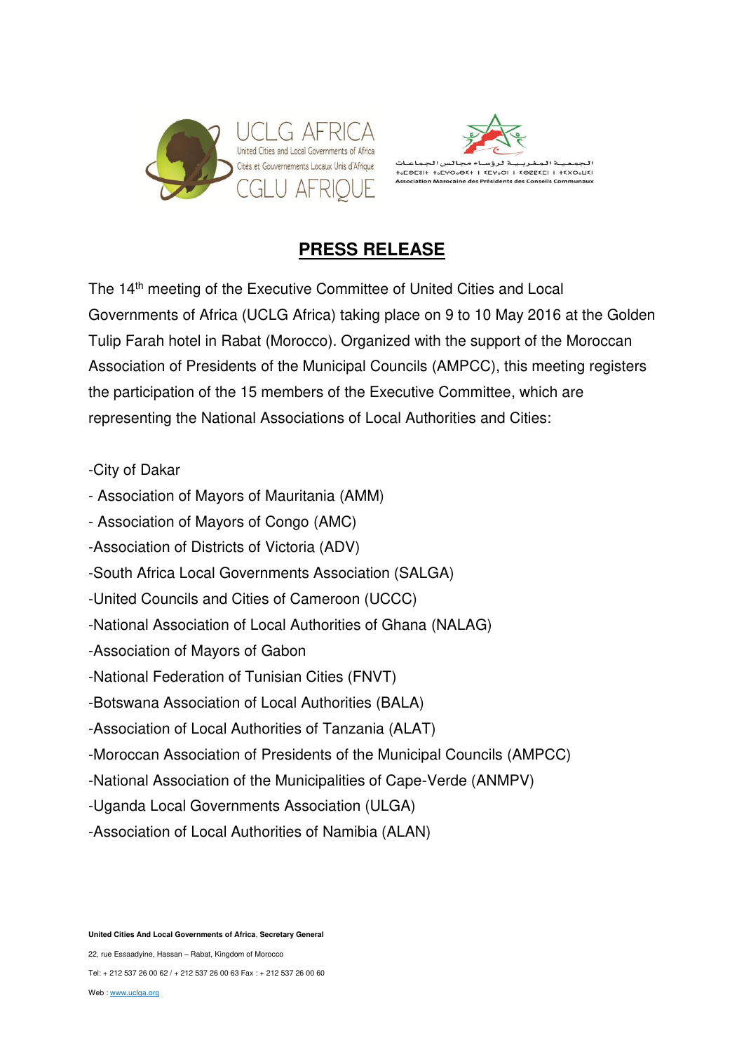## PRESS RELEASE

The 14th meeting of the Executive Committee of United Cities and Local Governments of Africa (UCLG Africa) taking place on 9 to 10 May 2016 at the Golden Tulip Farah hotel in Rabat (Morocco). Organized with the support of the Moroccan Association of Presidents of the Municipal Councils (AMPCC), this meeting registers the participation of the 15 members of the Executive Committee, which are representing the National Associations of Local Authorities and Cities:

- City of Dakar
- Association of Mayors of Mauritania (AMM)
- Association of Mayors of Congo (AMC)
- Association of Districts of Victoria (ADV)
- South Africa Local Governments Association (SALGA)
- United Councils and Cities of Cameroon (UCCC)
- National Association of Local Authorities of Ghana (NALAG)
- Association of Mayors of Gabon
- National Federation of Tunisian Cities (FNVT)
- Botswana Association of Local Authorities (BALA)
- Association of Local Authorities of Tanzania (ALAT)
- Moroccan Association of Presidents of the Municipal Councils (AMPCC)
- National Association of the Municipalities of Cape-Verde (ANMPV)
- Uganda Local Governments Association (ULGA)
- Association of Local Authorities of Namibia (ALAN)

**United Cities And Local Governments of Africa**, **Secretary General**

22, rue Essaadyine, Hassan – Rabat, Kingdom of Morocco

Tel: + 212 537 26 00 62 / + 212 537 26 00 63 Fax : + 212 537 26 00 60

Web : www.uclga.org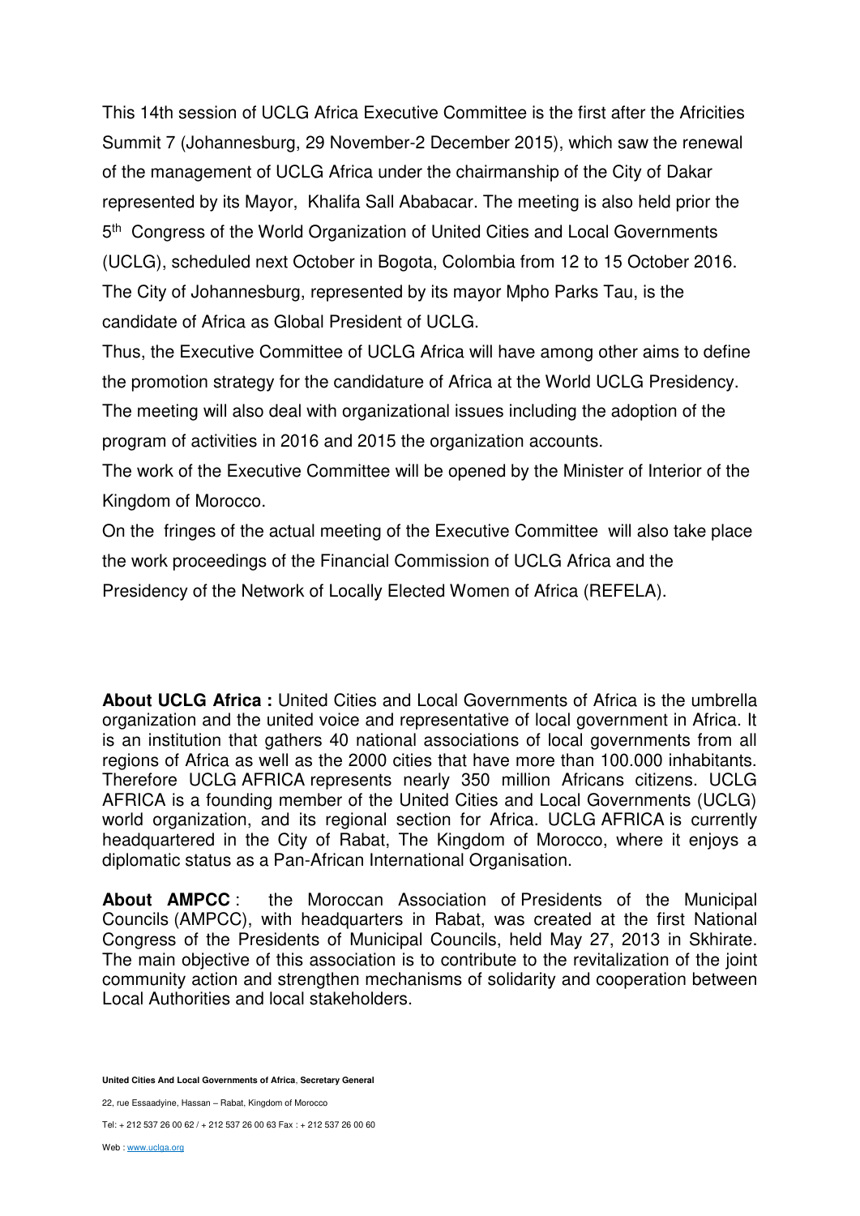This 14th session of UCLG Africa Executive Committee is the first after the Africities Summit 7 (Johannesburg, 29 November-2 December 2015), which saw the renewal of the management of UCLG Africa under the chairmanship of the City of Dakar represented by its Mayor, Khalifa Sall Ababacar. The meeting is also held prior the 5th Congress of the World Organization of United Cities and Local Governments (UCLG), scheduled next October in Bogota, Colombia from 12 to 15 October 2016. The City of Johannesburg, represented by its mayor Mpho Parks Tau, is the candidate of Africa as Global President of UCLG.

Thus, the Executive Committee of UCLG Africa will have among other aims to define the promotion strategy for the candidature of Africa at the World UCLG Presidency. The meeting will also deal with organizational issues including the adoption of the program of activities in 2016 and 2015 the organization accounts.

The work of the Executive Committee will be opened by the Minister of Interior of the Kingdom of Morocco.

On the fringes of the actual meeting of the Executive Committee will also take place the work proceedings of the Financial Commission of UCLG Africa and the Presidency of the Network of Locally Elected Women of Africa (REFELA).

**About UCLG Africa :** United Cities and Local Governments of Africa is the umbrella organization and the united voice and representative of local government in Africa. It is an institution that gathers 40 national associations of local governments from all regions of Africa as well as the 2000 cities that have more than 100.000 inhabitants. Therefore UCLG AFRICA represents nearly 350 million Africans citizens. UCLG AFRICA is a founding member of the United Cities and Local Governments (UCLG) world organization, and its regional section for Africa. UCLG AFRICA is currently headquartered in the City of Rabat, The Kingdom of Morocco, where it enjoys a diplomatic status as a Pan-African International Organisation.

**About AMPCC** : the Moroccan Association of Presidents of the Municipal Councils (AMPCC), with headquarters in Rabat, was created at the first National Congress of the Presidents of Municipal Councils, held May 27, 2013 in Skhirate. The main objective of this association is to contribute to the revitalization of the joint community action and strengthen mechanisms of solidarity and cooperation between Local Authorities and local stakeholders.

**United Cities And Local Governments of Africa, Secretary General**

22, rue Essaadyine, Hassan – Rabat, Kingdom of Morocco

Tel: + 212 537 26 00 62 / + 212 537 26 00 63 Fax : + 212 537 26 00 60

Web : www.uclga.org